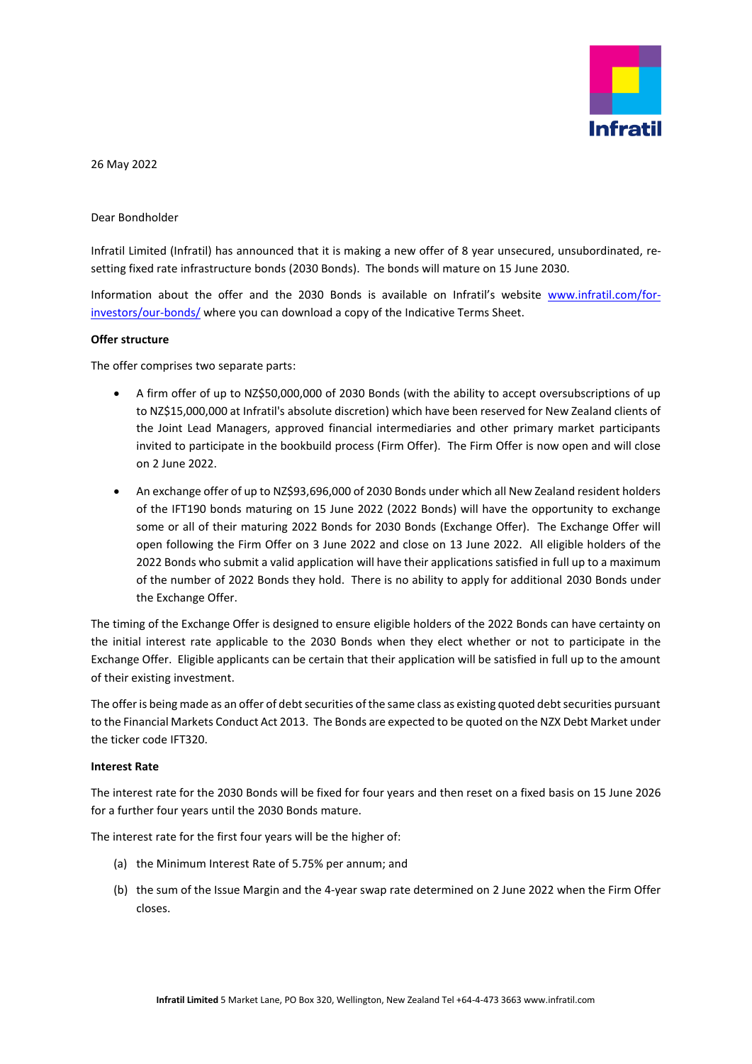26 May 2022

Dear Bondholder

Infratil Limited (Infratil) has announced that it is making a new offer of 8 year unsecured, unsubordinated, re-setting fixed rate infrastructure bonds (2030 Bonds). The bonds will mature on 15 June 2030.

Information about the offer and the 2030 Bonds is available on Infratil's website [www.infratil.com/for-investors/our-bonds/](www.infratil.com/for-investors/our-bonds/) where you can download a copy of the Indicative Terms Sheet.

**Offer structure**

The offer comprises two separate parts:

- A firm offer of up to NZ$50,000,000 of 2030 Bonds (with the ability to accept oversubscriptions of up to NZ$15,000,000 at Infratil's absolute discretion) which have been reserved for New Zealand clients of the Joint Lead Managers, approved financial intermediaries and other primary market participants invited to participate in the bookbuild process (Firm Offer). The Firm Offer is now open and will close on 2 June 2022.
- An exchange offer of up to NZ$93,696,000 of 2030 Bonds under which all New Zealand resident holders of the IFT190 bonds maturing on 15 June 2022 (2022 Bonds) will have the opportunity to exchange some or all of their maturing 2022 Bonds for 2030 Bonds (Exchange Offer). The Exchange Offer will open following the Firm Offer on 3 June 2022 and close on 13 June 2022. All eligible holders of the 2022 Bonds who submit a valid application will have their applications satisfied in full up to a maximum of the number of 2022 Bonds they hold. There is no ability to apply for additional 2030 Bonds under the Exchange Offer.

The timing of the Exchange Offer is designed to ensure eligible holders of the 2022 Bonds can have certainty on the initial interest rate applicable to the 2030 Bonds when they elect whether or not to participate in the Exchange Offer. Eligible applicants can be certain that their application will be satisfied in full up to the amount of their existing investment.

The offer is being made as an offer of debt securities of the same class as existing quoted debt securities pursuant to the Financial Markets Conduct Act 2013. The Bonds are expected to be quoted on the NZX Debt Market under the ticker code IFT320.

**Interest Rate**

The interest rate for the 2030 Bonds will be fixed for four years and then reset on a fixed basis on 15 June 2026 for a further four years until the 2030 Bonds mature.

The interest rate for the first four years will be the higher of:

(a) the Minimum Interest Rate of 5.75% per annum; and

(b) the sum of the Issue Margin and the 4-year swap rate determined on 2 June 2022 when the Firm Offer closes.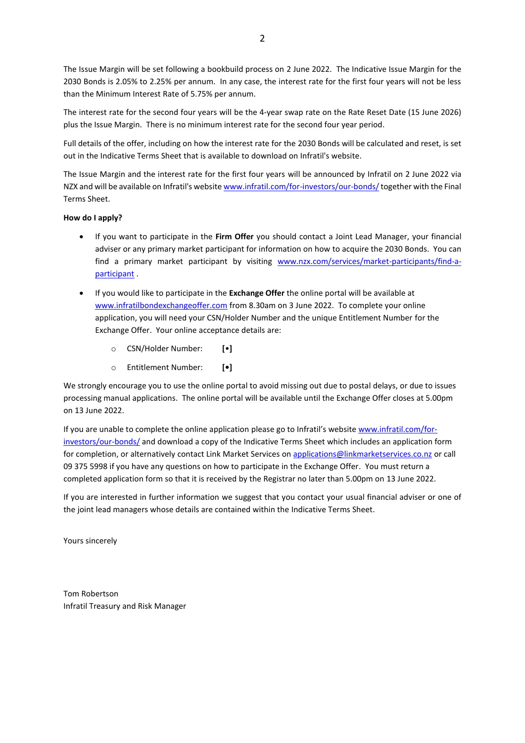The Issue Margin will be set following a bookbuild process on 2 June 2022. The Indicative Issue Margin for the 2030 Bonds is 2.05% to 2.25% per annum. In any case, the interest rate for the first four years will not be less than the Minimum Interest Rate of 5.75% per annum.

The interest rate for the second four years will be the 4-year swap rate on the Rate Reset Date (15 June 2026) plus the Issue Margin. There is no minimum interest rate for the second four year period.

Full details of the offer, including on how the interest rate for the 2030 Bonds will be calculated and reset, is set out in the Indicative Terms Sheet that is available to download on Infratil's website.

The Issue Margin and the interest rate for the first four years will be announced by Infratil on 2 June 2022 via NZX and will be available on Infratil's website www.infratil.com/for-investors/our-bonds/ together with the Final Terms Sheet.

**How do I apply?**

- If you want to participate in the **Firm Offer** you should contact a Joint Lead Manager, your financial adviser or any primary market participant for information on how to acquire the 2030 Bonds. You can find a primary market participant by visiting www.nzx.com/services/market-participants/find-a-participant .
- If you would like to participate in the **Exchange Offer** the online portal will be available at www.infratilbondexchangeoffer.com from 8.30am on 3 June 2022. To complete your online application, you will need your CSN/Holder Number and the unique Entitlement Number for the Exchange Offer. Your online acceptance details are:
    - CSN/Holder Number: **[•]**
    - Entitlement Number: **[•]**

We strongly encourage you to use the online portal to avoid missing out due to postal delays, or due to issues processing manual applications. The online portal will be available until the Exchange Offer closes at 5.00pm on 13 June 2022.

If you are unable to complete the online application please go to Infratil's website www.infratil.com/for-investors/our-bonds/ and download a copy of the Indicative Terms Sheet which includes an application form for completion, or alternatively contact Link Market Services on applications@linkmarketservices.co.nz or call 09 375 5998 if you have any questions on how to participate in the Exchange Offer. You must return a completed application form so that it is received by the Registrar no later than 5.00pm on 13 June 2022.

If you are interested in further information we suggest that you contact your usual financial adviser or one of the joint lead managers whose details are contained within the Indicative Terms Sheet.

Yours sincerely

Tom Robertson
Infratil Treasury and Risk Manager